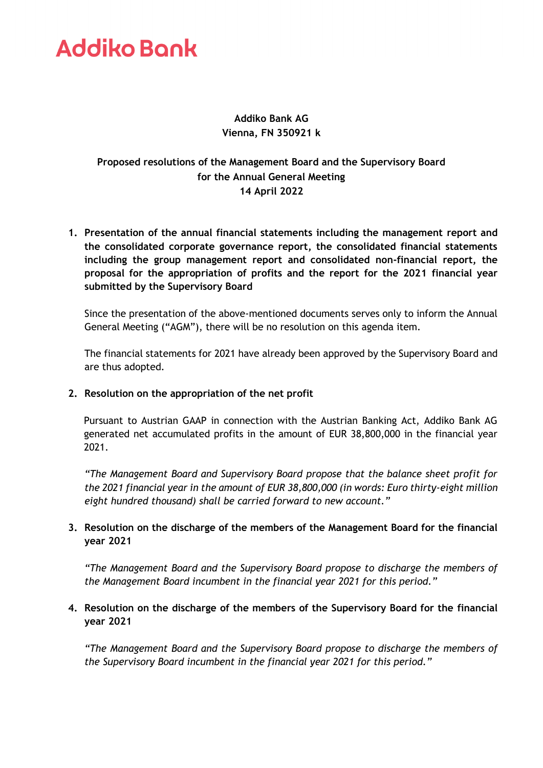# Addiko Bank

**Addiko Bank AG**
**Vienna, FN 350921 k**

**Proposed resolutions of the Management Board and the Supervisory Board for the Annual General Meeting**
**14 April 2022**

1. **Presentation of the annual financial statements including the management report and the consolidated corporate governance report, the consolidated financial statements including the group management report and consolidated non-financial report, the proposal for the appropriation of profits and the report for the 2021 financial year submitted by the Supervisory Board**

   Since the presentation of the above-mentioned documents serves only to inform the Annual General Meeting ("AGM"), there will be no resolution on this agenda item.

   The financial statements for 2021 have already been approved by the Supervisory Board and are thus adopted.

2. **Resolution on the appropriation of the net profit**

   Pursuant to Austrian GAAP in connection with the Austrian Banking Act, Addiko Bank AG generated net accumulated profits in the amount of EUR 38,800,000 in the financial year 2021.

   *"The Management Board and Supervisory Board propose that the balance sheet profit for the 2021 financial year in the amount of EUR 38,800,000 (in words: Euro thirty-eight million eight hundred thousand) shall be carried forward to new account."*

3. **Resolution on the discharge of the members of the Management Board for the financial year 2021**

   *"The Management Board and the Supervisory Board propose to discharge the members of the Management Board incumbent in the financial year 2021 for this period."*

4. **Resolution on the discharge of the members of the Supervisory Board for the financial year 2021**

   *"The Management Board and the Supervisory Board propose to discharge the members of the Supervisory Board incumbent in the financial year 2021 for this period."*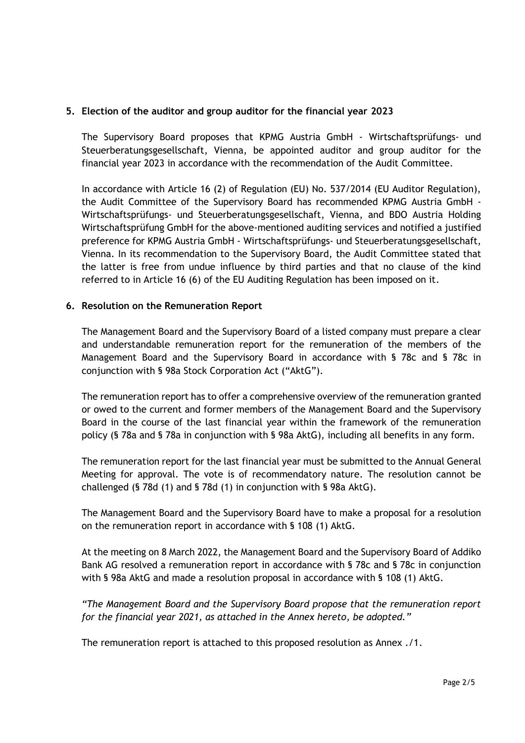## 5. Election of the auditor and group auditor for the financial year 2023

The Supervisory Board proposes that KPMG Austria GmbH - Wirtschaftsprüfungs- und Steuerberatungsgesellschaft, Vienna, be appointed auditor and group auditor for the financial year 2023 in accordance with the recommendation of the Audit Committee.

In accordance with Article 16 (2) of Regulation (EU) No. 537/2014 (EU Auditor Regulation), the Audit Committee of the Supervisory Board has recommended KPMG Austria GmbH - Wirtschaftsprüfungs- und Steuerberatungsgesellschaft, Vienna, and BDO Austria Holding Wirtschaftsprüfung GmbH for the above-mentioned auditing services and notified a justified preference for KPMG Austria GmbH - Wirtschaftsprüfungs- und Steuerberatungsgesellschaft, Vienna. In its recommendation to the Supervisory Board, the Audit Committee stated that the latter is free from undue influence by third parties and that no clause of the kind referred to in Article 16 (6) of the EU Auditing Regulation has been imposed on it.

## 6. Resolution on the Remuneration Report

The Management Board and the Supervisory Board of a listed company must prepare a clear and understandable remuneration report for the remuneration of the members of the Management Board and the Supervisory Board in accordance with § 78c and § 78c in conjunction with § 98a Stock Corporation Act ("AktG").

The remuneration report has to offer a comprehensive overview of the remuneration granted or owed to the current and former members of the Management Board and the Supervisory Board in the course of the last financial year within the framework of the remuneration policy (§ 78a and § 78a in conjunction with § 98a AktG), including all benefits in any form.

The remuneration report for the last financial year must be submitted to the Annual General Meeting for approval. The vote is of recommendatory nature. The resolution cannot be challenged (§ 78d (1) and § 78d (1) in conjunction with § 98a AktG).

The Management Board and the Supervisory Board have to make a proposal for a resolution on the remuneration report in accordance with § 108 (1) AktG.

At the meeting on 8 March 2022, the Management Board and the Supervisory Board of Addiko Bank AG resolved a remuneration report in accordance with § 78c and § 78c in conjunction with § 98a AktG and made a resolution proposal in accordance with § 108 (1) AktG.

*"The Management Board and the Supervisory Board propose that the remuneration report for the financial year 2021, as attached in the Annex hereto, be adopted."*

The remuneration report is attached to this proposed resolution as Annex ./1.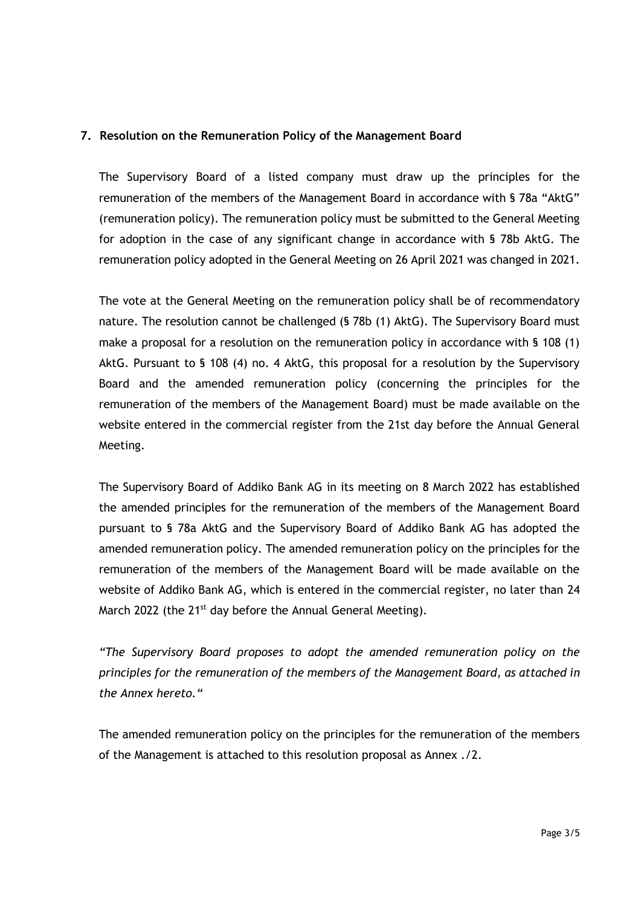## 7. Resolution on the Remuneration Policy of the Management Board

The Supervisory Board of a listed company must draw up the principles for the remuneration of the members of the Management Board in accordance with § 78a "AktG" (remuneration policy). The remuneration policy must be submitted to the General Meeting for adoption in the case of any significant change in accordance with § 78b AktG. The remuneration policy adopted in the General Meeting on 26 April 2021 was changed in 2021.

The vote at the General Meeting on the remuneration policy shall be of recommendatory nature. The resolution cannot be challenged (§ 78b (1) AktG). The Supervisory Board must make a proposal for a resolution on the remuneration policy in accordance with § 108 (1) AktG. Pursuant to § 108 (4) no. 4 AktG, this proposal for a resolution by the Supervisory Board and the amended remuneration policy (concerning the principles for the remuneration of the members of the Management Board) must be made available on the website entered in the commercial register from the 21st day before the Annual General Meeting.

The Supervisory Board of Addiko Bank AG in its meeting on 8 March 2022 has established the amended principles for the remuneration of the members of the Management Board pursuant to § 78a AktG and the Supervisory Board of Addiko Bank AG has adopted the amended remuneration policy. The amended remuneration policy on the principles for the remuneration of the members of the Management Board will be made available on the website of Addiko Bank AG, which is entered in the commercial register, no later than 24 March 2022 (the 21st day before the Annual General Meeting).

*"The Supervisory Board proposes to adopt the amended remuneration policy on the principles for the remuneration of the members of the Management Board, as attached in the Annex hereto."*

The amended remuneration policy on the principles for the remuneration of the members of the Management is attached to this resolution proposal as Annex ./2.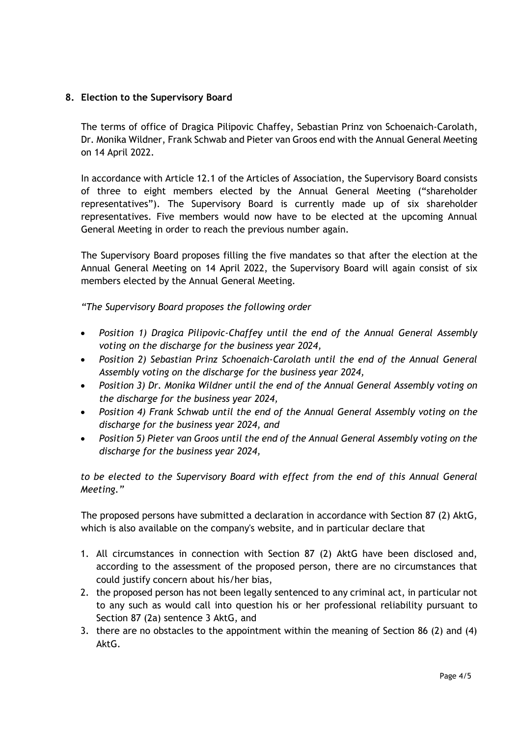## 8. Election to the Supervisory Board

The terms of office of Dragica Pilipovic Chaffey, Sebastian Prinz von Schoenaich-Carolath, Dr. Monika Wildner, Frank Schwab and Pieter van Groos end with the Annual General Meeting on 14 April 2022.

In accordance with Article 12.1 of the Articles of Association, the Supervisory Board consists of three to eight members elected by the Annual General Meeting ("shareholder representatives"). The Supervisory Board is currently made up of six shareholder representatives. Five members would now have to be elected at the upcoming Annual General Meeting in order to reach the previous number again.

The Supervisory Board proposes filling the five mandates so that after the election at the Annual General Meeting on 14 April 2022, the Supervisory Board will again consist of six members elected by the Annual General Meeting.

*"The Supervisory Board proposes the following order*

- *Position 1) Dragica Pilipovic-Chaffey until the end of the Annual General Assembly voting on the discharge for the business year 2024,*
- *Position 2) Sebastian Prinz Schoenaich-Carolath until the end of the Annual General Assembly voting on the discharge for the business year 2024,*
- *Position 3) Dr. Monika Wildner until the end of the Annual General Assembly voting on the discharge for the business year 2024,*
- *Position 4) Frank Schwab until the end of the Annual General Assembly voting on the discharge for the business year 2024, and*
- *Position 5) Pieter van Groos until the end of the Annual General Assembly voting on the discharge for the business year 2024,*

*to be elected to the Supervisory Board with effect from the end of this Annual General Meeting."*

The proposed persons have submitted a declaration in accordance with Section 87 (2) AktG, which is also available on the company's website, and in particular declare that

1. All circumstances in connection with Section 87 (2) AktG have been disclosed and, according to the assessment of the proposed person, there are no circumstances that could justify concern about his/her bias,
2. the proposed person has not been legally sentenced to any criminal act, in particular not to any such as would call into question his or her professional reliability pursuant to Section 87 (2a) sentence 3 AktG, and
3. there are no obstacles to the appointment within the meaning of Section 86 (2) and (4) AktG.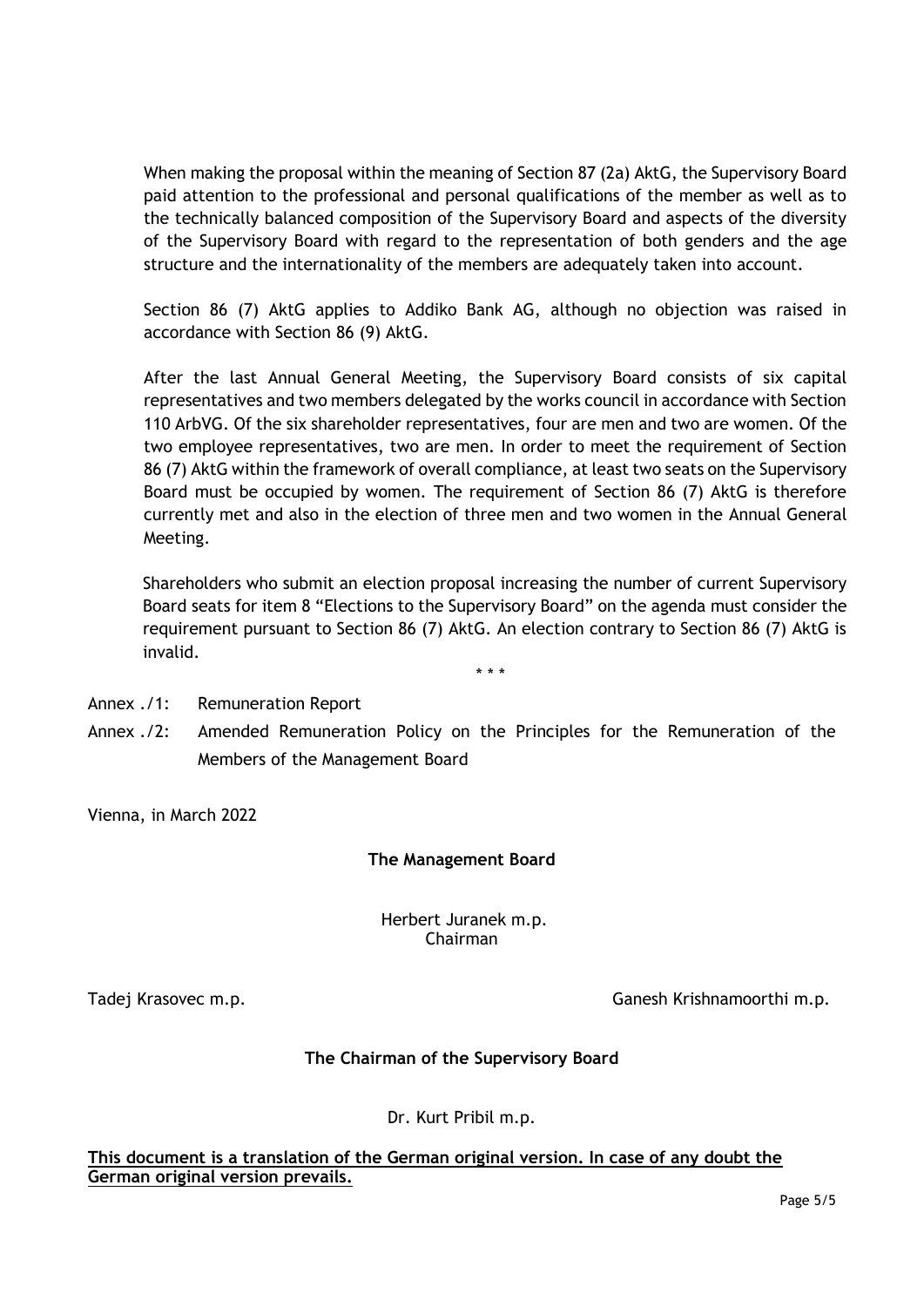When making the proposal within the meaning of Section 87 (2a) AktG, the Supervisory Board paid attention to the professional and personal qualifications of the member as well as to the technically balanced composition of the Supervisory Board and aspects of the diversity of the Supervisory Board with regard to the representation of both genders and the age structure and the internationality of the members are adequately taken into account.

Section 86 (7) AktG applies to Addiko Bank AG, although no objection was raised in accordance with Section 86 (9) AktG.

After the last Annual General Meeting, the Supervisory Board consists of six capital representatives and two members delegated by the works council in accordance with Section 110 ArbVG. Of the six shareholder representatives, four are men and two are women. Of the two employee representatives, two are men. In order to meet the requirement of Section 86 (7) AktG within the framework of overall compliance, at least two seats on the Supervisory Board must be occupied by women. The requirement of Section 86 (7) AktG is therefore currently met and also in the election of three men and two women in the Annual General Meeting.

Shareholders who submit an election proposal increasing the number of current Supervisory Board seats for item 8 "Elections to the Supervisory Board" on the agenda must consider the requirement pursuant to Section 86 (7) AktG. An election contrary to Section 86 (7) AktG is invalid.

\* \* \*

Annex ./1: Remuneration Report

Annex ./2: Amended Remuneration Policy on the Principles for the Remuneration of the Members of the Management Board

Vienna, in March 2022

**The Management Board**

Herbert Juranek m.p.
Chairman

Tadej Krasovec m.p. Ganesh Krishnamoorthi m.p.

**The Chairman of the Supervisory Board**

Dr. Kurt Pribil m.p.

**This document is a translation of the German original version. In case of any doubt the German original version prevails.**